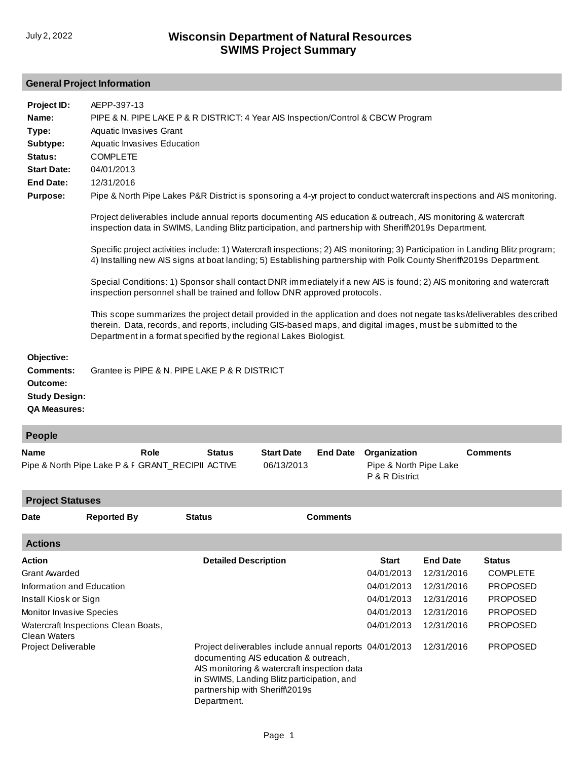July 2, 2022

# Wisconsin Department of Natural Resources
# SWIMS Project Summary

## General Project Information

**Project ID:** AEPP-397-13

**Name:** PIPE & N. PIPE LAKE P & R DISTRICT: 4 Year AIS Inspection/Control & CBCW Program

**Type:** Aquatic Invasives Grant

**Subtype:** Aquatic Invasives Education

**Status:** COMPLETE

**Start Date:** 04/01/2013

**End Date:** 12/31/2016

**Purpose:** Pipe & North Pipe Lakes P&R District is sponsoring a 4-yr project to conduct watercraft inspections and AIS monitoring.

Project deliverables include annual reports documenting AIS education & outreach, AIS monitoring & watercraft inspection data in SWIMS, Landing Blitz participation, and partnership with Sheriff\2019s Department.

Specific project activities include: 1) Watercraft inspections; 2) AIS monitoring; 3) Participation in Landing Blitz program; 4) Installing new AIS signs at boat landing; 5) Establishing partnership with Polk County Sheriff\2019s Department.

Special Conditions: 1) Sponsor shall contact DNR immediately if a new AIS is found; 2) AIS monitoring and watercraft inspection personnel shall be trained and follow DNR approved protocols.

This scope summarizes the project detail provided in the application and does not negate tasks/deliverables described therein. Data, records, and reports, including GIS-based maps, and digital images, must be submitted to the Department in a format specified by the regional Lakes Biologist.

**Objective:**

**Comments:** Grantee is PIPE & N. PIPE LAKE P & R DISTRICT

**Outcome:**

**Study Design:**

**QA Measures:**

## People

| Name | Role | Status | Start Date | End Date | Organization | Comments |
|---|---|---|---|---|---|---|
| Pipe & North Pipe Lake P & F | GRANT_RECIPII | ACTIVE | 06/13/2013 | | Pipe & North Pipe Lake P & R District | |

## Project Statuses

| Date | Reported By | Status | Comments |
|---|---|---|---|

## Actions

| Action | Detailed Description | Start | End Date | Status |
|---|---|---|---|---|
| Grant Awarded | | 04/01/2013 | 12/31/2016 | COMPLETE |
| Information and Education | | 04/01/2013 | 12/31/2016 | PROPOSED |
| Install Kiosk or Sign | | 04/01/2013 | 12/31/2016 | PROPOSED |
| Monitor Invasive Species | | 04/01/2013 | 12/31/2016 | PROPOSED |
| Watercraft Inspections Clean Boats, Clean Waters | | 04/01/2013 | 12/31/2016 | PROPOSED |
| Project Deliverable | Project deliverables include annual reports documenting AIS education & outreach, AIS monitoring & watercraft inspection data in SWIMS, Landing Blitz participation, and partnership with Sheriff\2019s Department. | 04/01/2013 | 12/31/2016 | PROPOSED |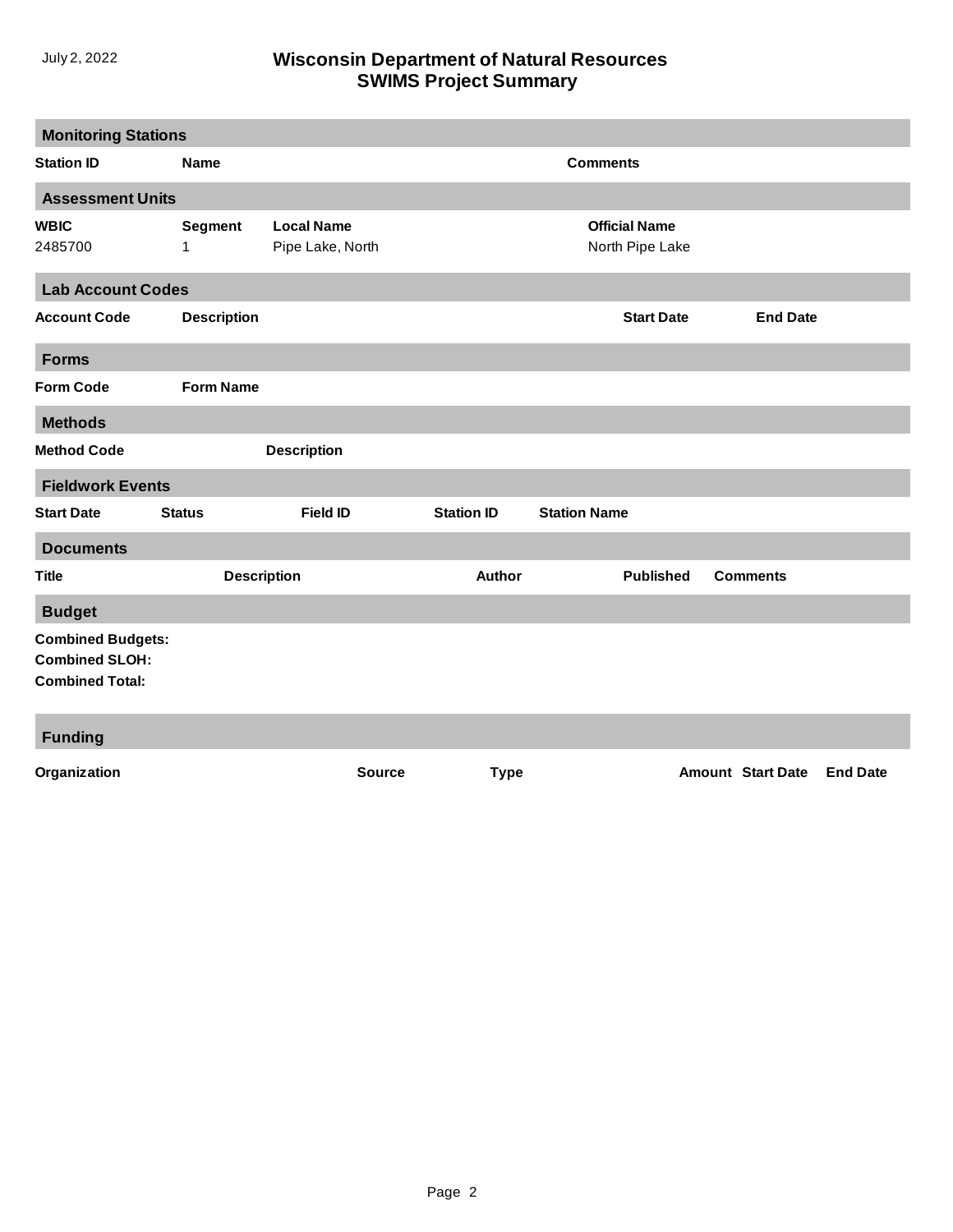## Monitoring Stations

| Station ID | Name | Comments |
| --- | --- | --- |

## Assessment Units

| WBIC | Segment | Local Name | Official Name |
| --- | --- | --- | --- |
| 2485700 | 1 | Pipe Lake, North | North Pipe Lake |

## Lab Account Codes

| Account Code | Description | Start Date | End Date |
| --- | --- | --- | --- |

## Forms

| Form Code | Form Name |
| --- | --- |

## Methods

| Method Code | Description |
| --- | --- |

## Fieldwork Events

| Start Date | Status | Field ID | Station ID | Station Name |
| --- | --- | --- | --- | --- |

## Documents

| Title | Description | Author | Published | Comments |
| --- | --- | --- | --- | --- |

## Budget

**Combined Budgets:**
**Combined SLOH:**
**Combined Total:**

## Funding

| Organization | Source | Type | Amount | Start Date | End Date |
| --- | --- | --- | --- | --- | --- |